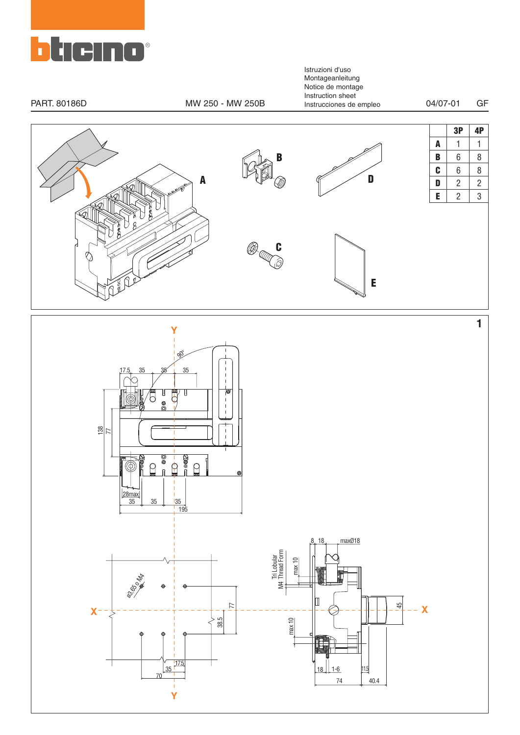PART. 80186D

MW 250 - MW 250B

Istruzioni d'uso
Montageanleitung
Notice de montage
Instruction sheet
Instrucciones de empleo

04/07-01 GF

|   | 3P | 4P |
|---|---|---|
| A | 1 | 1 |
| B | 6 | 8 |
| C | 6 | 8 |
| D | 2 | 2 |
| E | 2 | 3 |

1

Y

90°

17.5 35 35 35

138 77

28max

35 35 35

195

8 18 max Ø18

Tri Lobular M4 Thread Form

max 10

Ø3,65 p.M4

X X

77

38.5

45

max 10

17.5

35

70

18 1-6 11.5

74 40.4

Y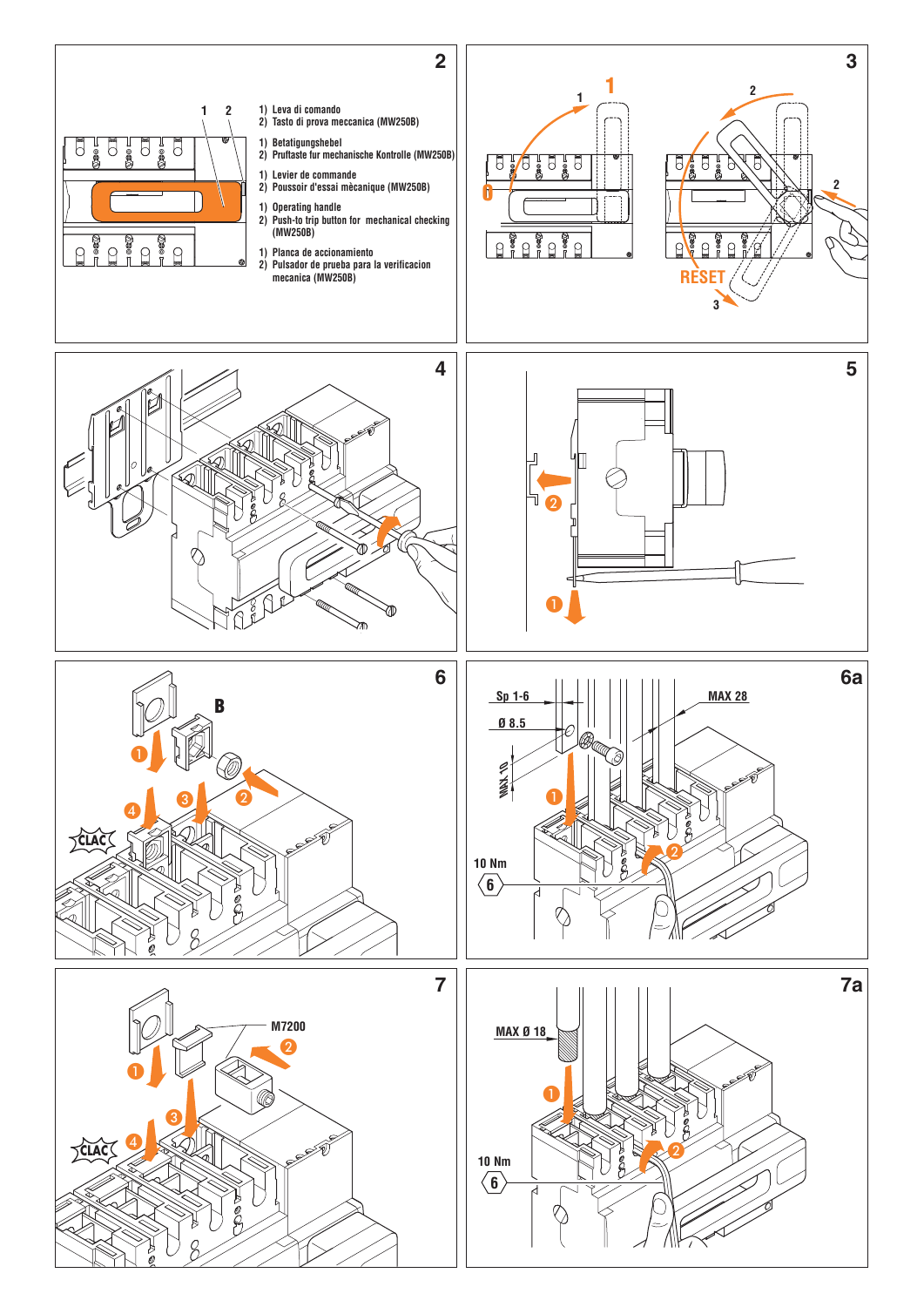## 2

1) Leva di comando
2) Tasto di prova meccanica (MW250B)

1) Betatigungshebel
2) Pruftaste fur mechanische Kontrolle (MW250B)

1) Levier de commande
2) Poussoir d'essai mècanique (MW250B)

1) Operating handle
2) Push-to trip button for mechanical checking (MW250B)

1) Planca de accionamiento
2) Pulsador de prueba para la verificacion mecanica (MW250B)

## 3

RESET

## 4

## 5

## 6

B

CLAC

## 6a

Sp 1-6

Ø 8.5

MAX 28

MAX 10

10 Nm

6

## 7

M7200

CLAC

## 7a

MAX Ø 18

10 Nm

6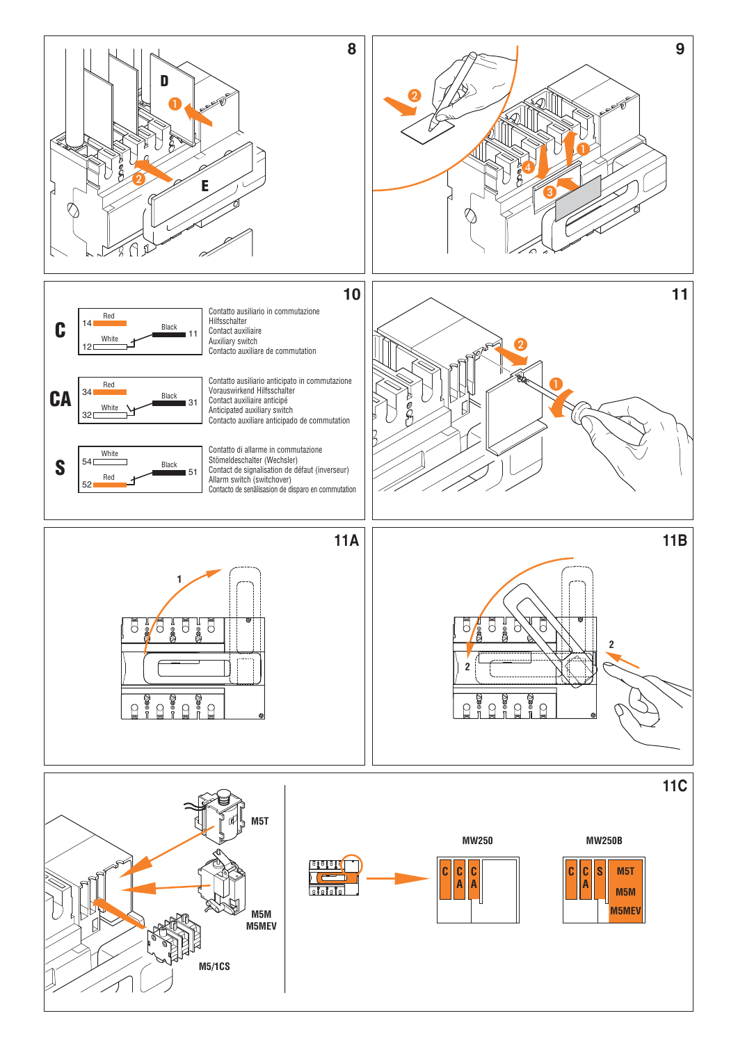**8**

D

E

**9**

**10**

**C**

| | | |
|---|---|---|
| 14 Red | Black 11 | Contatto ausiliario in commutazione<br>Hilfsschalter<br>Contact auxiliaire<br>Auxiliary switch<br>Contacto auxiliare de commutation |
| 12 White | | |

**CA**

| | | |
|---|---|---|
| 34 Red | Black 31 | Contatto ausiliario anticipato in commutazione<br>Vorauswirkend Hilfsschalter<br>Contact auxiliaire anticipé<br>Anticipated auxiliary switch<br>Contacto auxiliare anticipado de commutation |
| 32 White | | |

**S**

| | | |
|---|---|---|
| 54 White | Black 51 | Contatto di allarme in commutazione<br>Stömeldeschalter (Wechsler)<br>Contact de signalisation de défaut (inverseur)<br>Allarm switch (switchover)<br>Contacto de senälisasion de disparo en commutation |
| 52 Red | | |

**11**

**11A**

**11B**

**11C**

M5T

M5M
M5MEV

M5/1CS

MW250: C | CA | CA

MW250B: C | CA | S | M5T M5M M5MEV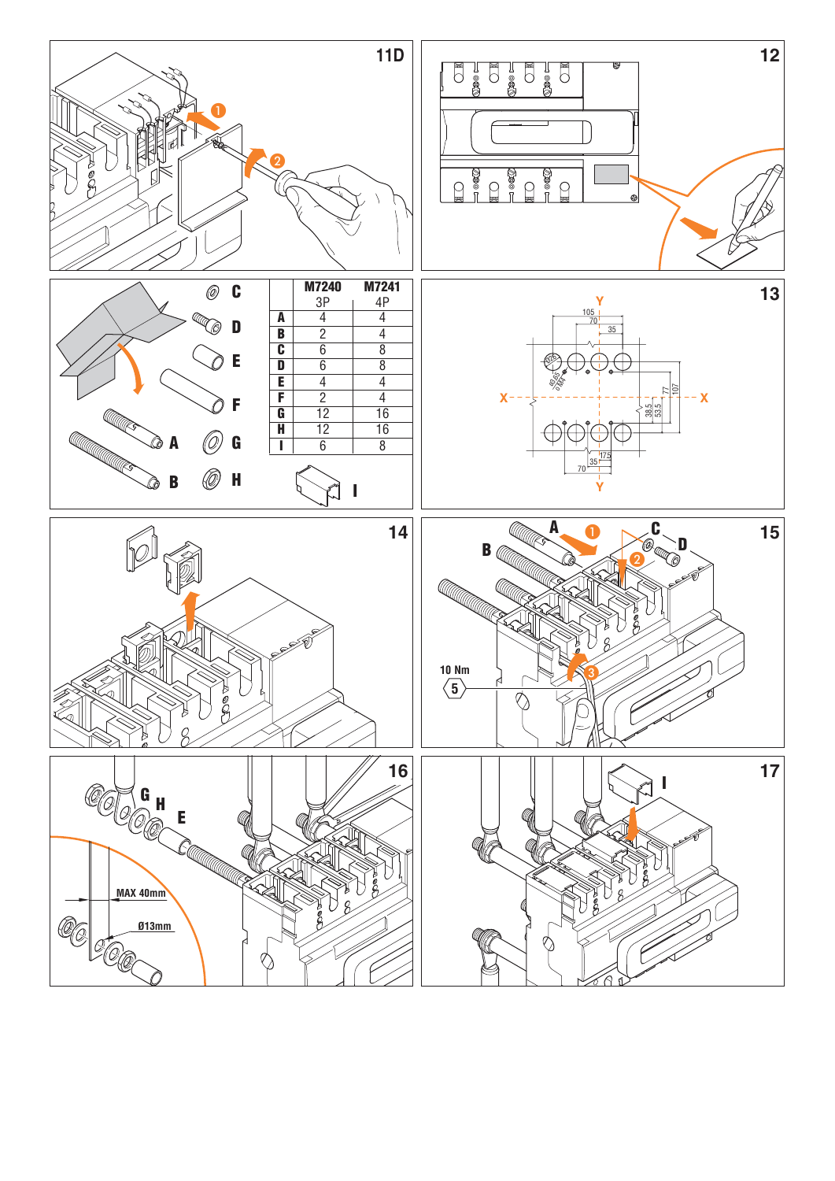11D

12

|  | M7240 3P | M7241 4P |
|---|---|---|
| A | 4 | 4 |
| B | 2 | 4 |
| C | 6 | 8 |
| D | 6 | 8 |
| E | 4 | 4 |
| F | 2 | 4 |
| G | 12 | 16 |
| H | 12 | 16 |
| I | 6 | 8 |

13

Y

105

70

35

X

X

38.5

53.5

77

107

17.5

35

70

Y

14

15

A

B

C

D

10 Nm

5

16

G

H

E

MAX 40mm

Ø13mm

17

I